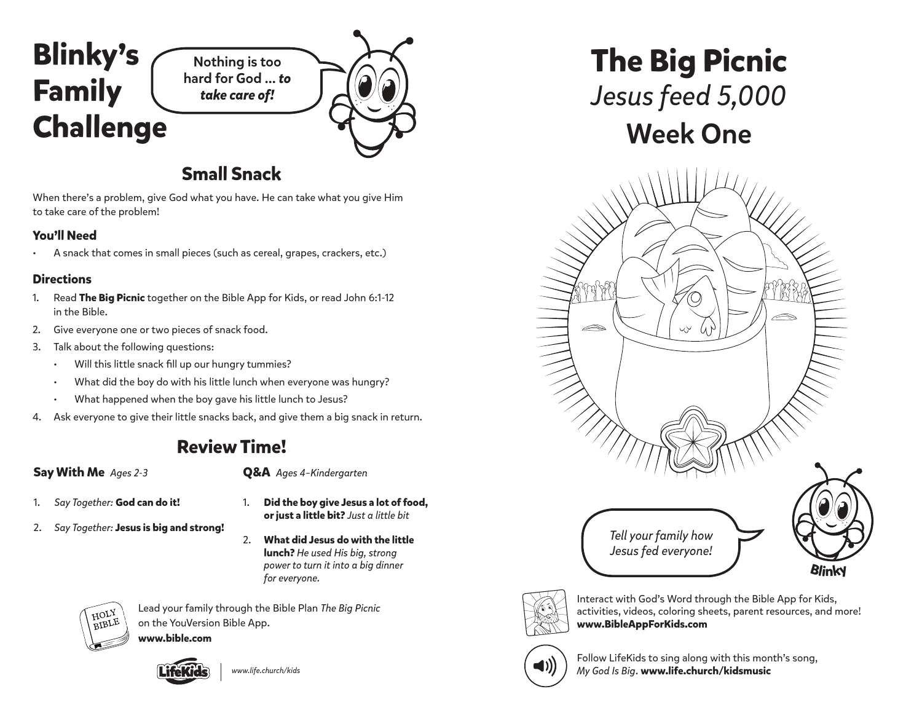# Blinky's Family Challenge

Nothing is too hard for God ... *to take care of!*

## Small Snack

When there's a problem, give God what you have. He can take what you give Him to take care of the problem!

### You'll Need

- A snack that comes in small pieces (such as cereal, grapes, crackers, etc.)

### Directions

1. Read **The Big Picnic** together on the Bible App for Kids, or read John 6:1-12 in the Bible.
2. Give everyone one or two pieces of snack food.
3. Talk about the following questions:
   - Will this little snack fill up our hungry tummies?
   - What did the boy do with his little lunch when everyone was hungry?
   - What happened when the boy gave his little lunch to Jesus?
4. Ask everyone to give their little snacks back, and give them a big snack in return.

## Review Time!

**Say With Me** *Ages 2-3*

1. *Say Together:* **God can do it!**
2. *Say Together:* **Jesus is big and strong!**

**Q&A** *Ages 4–Kindergarten*

1. **Did the boy give Jesus a lot of food, or just a little bit?** *Just a little bit*
2. **What did Jesus do with the little lunch?** *He used His big, strong power to turn it into a big dinner for everyone.*

Lead your family through the Bible Plan *The Big Picnic* on the YouVersion Bible App.
**www.bible.com**

LifeKids | *www.life.church/kids*

# The Big Picnic

*Jesus feed 5,000*

## Week One

*Tell your family how Jesus fed everyone!*

Blinky

Interact with God's Word through the Bible App for Kids, activities, videos, coloring sheets, parent resources, and more!
**www.BibleAppForKids.com**

Follow LifeKids to sing along with this month's song, *My God Is Big*. **www.life.church/kidsmusic**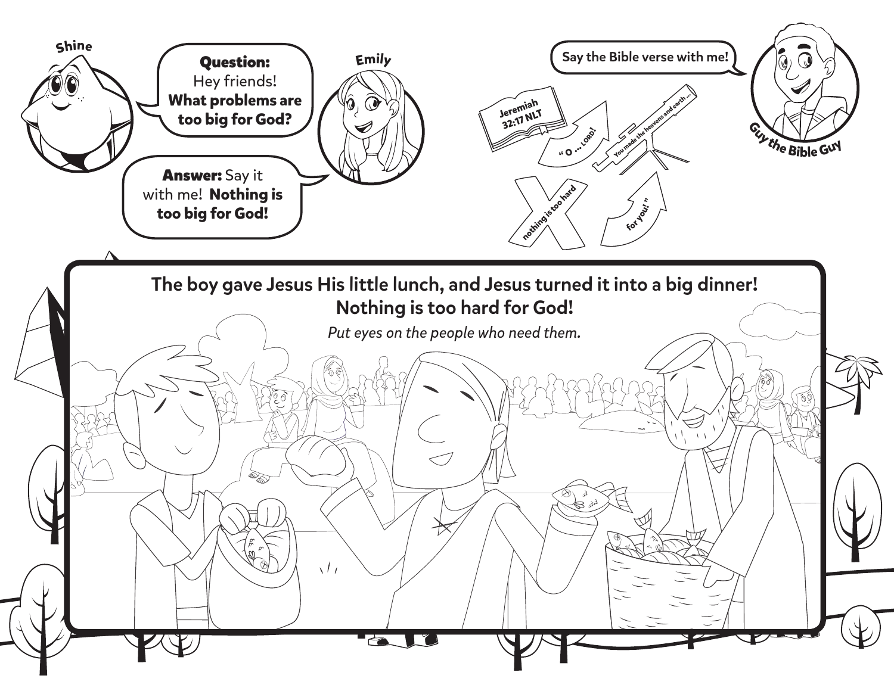Shine

**Question:** Hey friends! **What problems are too big for God?**

Emily

**Answer:** Say it with me! **Nothing is too big for God!**

Say the Bible verse with me!

Guy the Bible Guy

Jeremiah 32:17 NLT

" O ... LORD!

You made the heavens and earth ...

nothing is too hard

for you! "

**The boy gave Jesus His little lunch, and Jesus turned it into a big dinner!**
**Nothing is too hard for God!**

*Put eyes on the people who need them.*